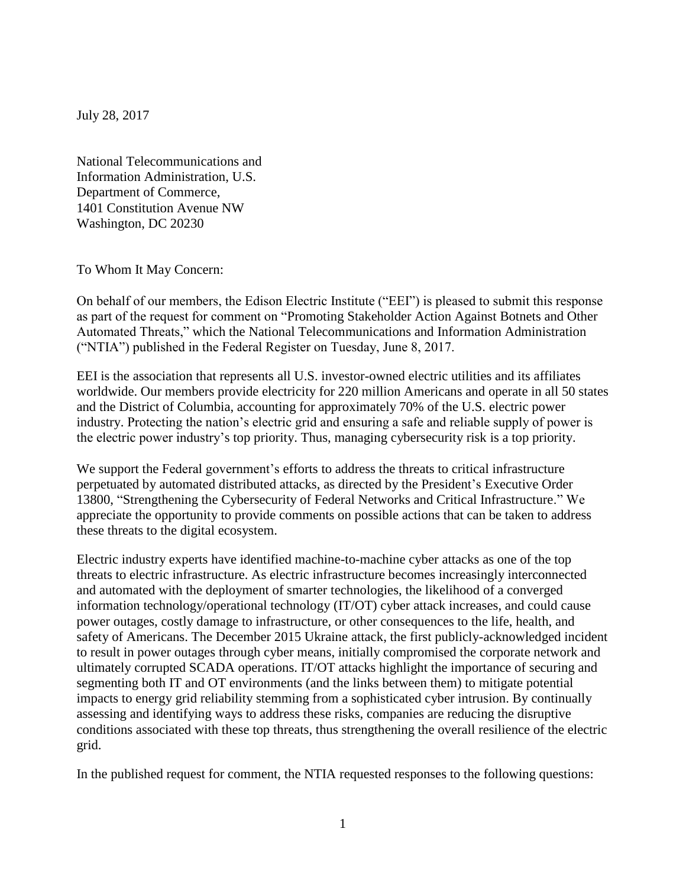July 28, 2017

National Telecommunications and
Information Administration, U.S.
Department of Commerce,
1401 Constitution Avenue NW
Washington, DC 20230

To Whom It May Concern:

On behalf of our members, the Edison Electric Institute ("EEI") is pleased to submit this response as part of the request for comment on "Promoting Stakeholder Action Against Botnets and Other Automated Threats," which the National Telecommunications and Information Administration ("NTIA") published in the Federal Register on Tuesday, June 8, 2017.

EEI is the association that represents all U.S. investor-owned electric utilities and its affiliates worldwide. Our members provide electricity for 220 million Americans and operate in all 50 states and the District of Columbia, accounting for approximately 70% of the U.S. electric power industry. Protecting the nation's electric grid and ensuring a safe and reliable supply of power is the electric power industry's top priority. Thus, managing cybersecurity risk is a top priority.

We support the Federal government's efforts to address the threats to critical infrastructure perpetuated by automated distributed attacks, as directed by the President's Executive Order 13800, "Strengthening the Cybersecurity of Federal Networks and Critical Infrastructure." We appreciate the opportunity to provide comments on possible actions that can be taken to address these threats to the digital ecosystem.

Electric industry experts have identified machine-to-machine cyber attacks as one of the top threats to electric infrastructure. As electric infrastructure becomes increasingly interconnected and automated with the deployment of smarter technologies, the likelihood of a converged information technology/operational technology (IT/OT) cyber attack increases, and could cause power outages, costly damage to infrastructure, or other consequences to the life, health, and safety of Americans. The December 2015 Ukraine attack, the first publicly-acknowledged incident to result in power outages through cyber means, initially compromised the corporate network and ultimately corrupted SCADA operations. IT/OT attacks highlight the importance of securing and segmenting both IT and OT environments (and the links between them) to mitigate potential impacts to energy grid reliability stemming from a sophisticated cyber intrusion. By continually assessing and identifying ways to address these risks, companies are reducing the disruptive conditions associated with these top threats, thus strengthening the overall resilience of the electric grid.

In the published request for comment, the NTIA requested responses to the following questions: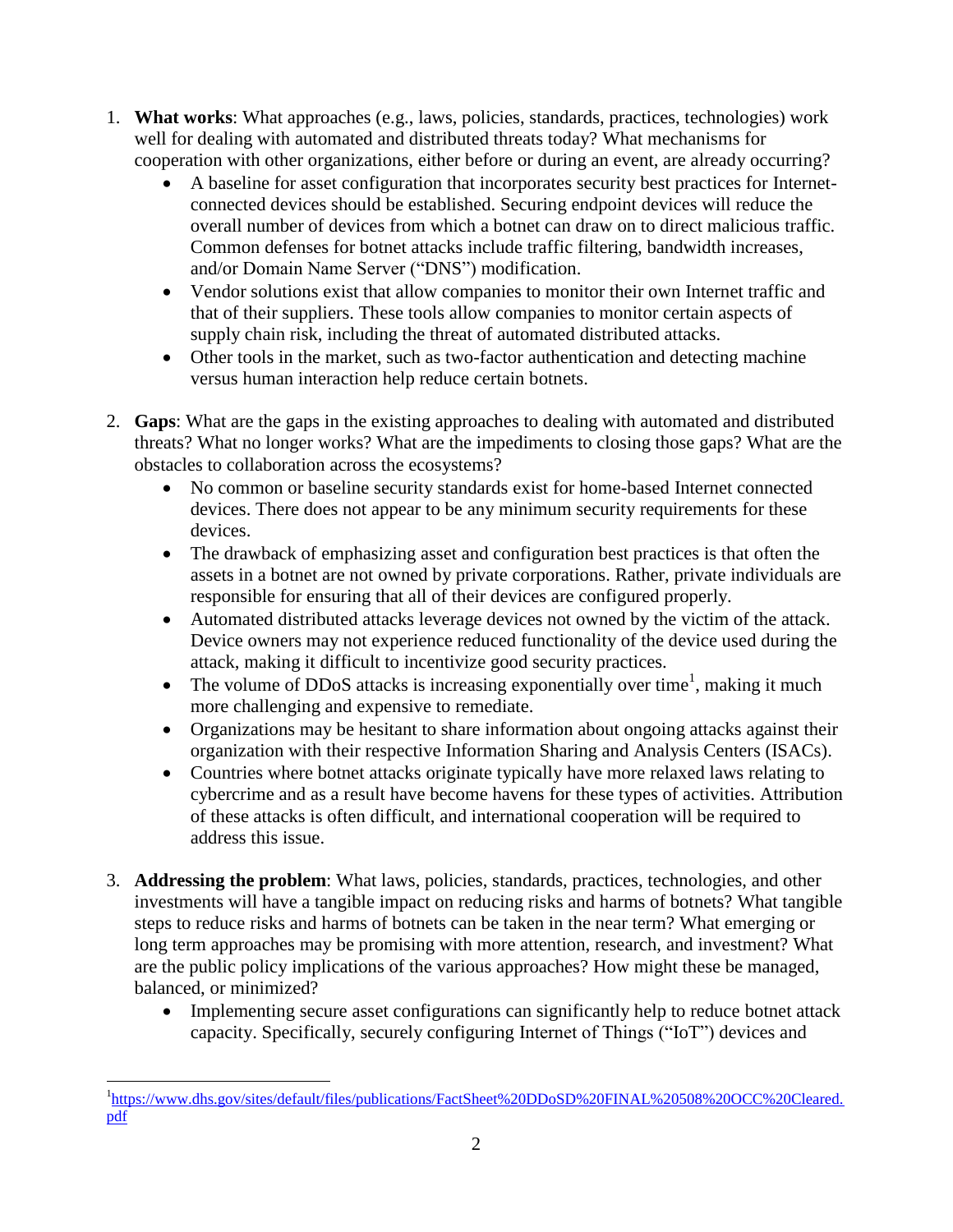1. **What works**: What approaches (e.g., laws, policies, standards, practices, technologies) work well for dealing with automated and distributed threats today? What mechanisms for cooperation with other organizations, either before or during an event, are already occurring?
    - A baseline for asset configuration that incorporates security best practices for Internet-connected devices should be established. Securing endpoint devices will reduce the overall number of devices from which a botnet can draw on to direct malicious traffic. Common defenses for botnet attacks include traffic filtering, bandwidth increases, and/or Domain Name Server ("DNS") modification.
    - Vendor solutions exist that allow companies to monitor their own Internet traffic and that of their suppliers. These tools allow companies to monitor certain aspects of supply chain risk, including the threat of automated distributed attacks.
    - Other tools in the market, such as two-factor authentication and detecting machine versus human interaction help reduce certain botnets.

2. **Gaps**: What are the gaps in the existing approaches to dealing with automated and distributed threats? What no longer works? What are the impediments to closing those gaps? What are the obstacles to collaboration across the ecosystems?
    - No common or baseline security standards exist for home-based Internet connected devices. There does not appear to be any minimum security requirements for these devices.
    - The drawback of emphasizing asset and configuration best practices is that often the assets in a botnet are not owned by private corporations. Rather, private individuals are responsible for ensuring that all of their devices are configured properly.
    - Automated distributed attacks leverage devices not owned by the victim of the attack. Device owners may not experience reduced functionality of the device used during the attack, making it difficult to incentivize good security practices.
    - The volume of DDoS attacks is increasing exponentially over time[1], making it much more challenging and expensive to remediate.
    - Organizations may be hesitant to share information about ongoing attacks against their organization with their respective Information Sharing and Analysis Centers (ISACs).
    - Countries where botnet attacks originate typically have more relaxed laws relating to cybercrime and as a result have become havens for these types of activities. Attribution of these attacks is often difficult, and international cooperation will be required to address this issue.

3. **Addressing the problem**: What laws, policies, standards, practices, technologies, and other investments will have a tangible impact on reducing risks and harms of botnets? What tangible steps to reduce risks and harms of botnets can be taken in the near term? What emerging or long term approaches may be promising with more attention, research, and investment? What are the public policy implications of the various approaches? How might these be managed, balanced, or minimized?
    - Implementing secure asset configurations can significantly help to reduce botnet attack capacity. Specifically, securely configuring Internet of Things ("IoT") devices and

[1] https://www.dhs.gov/sites/default/files/publications/FactSheet%20DDoSD%20FINAL%20508%20OCC%20Cleared.pdf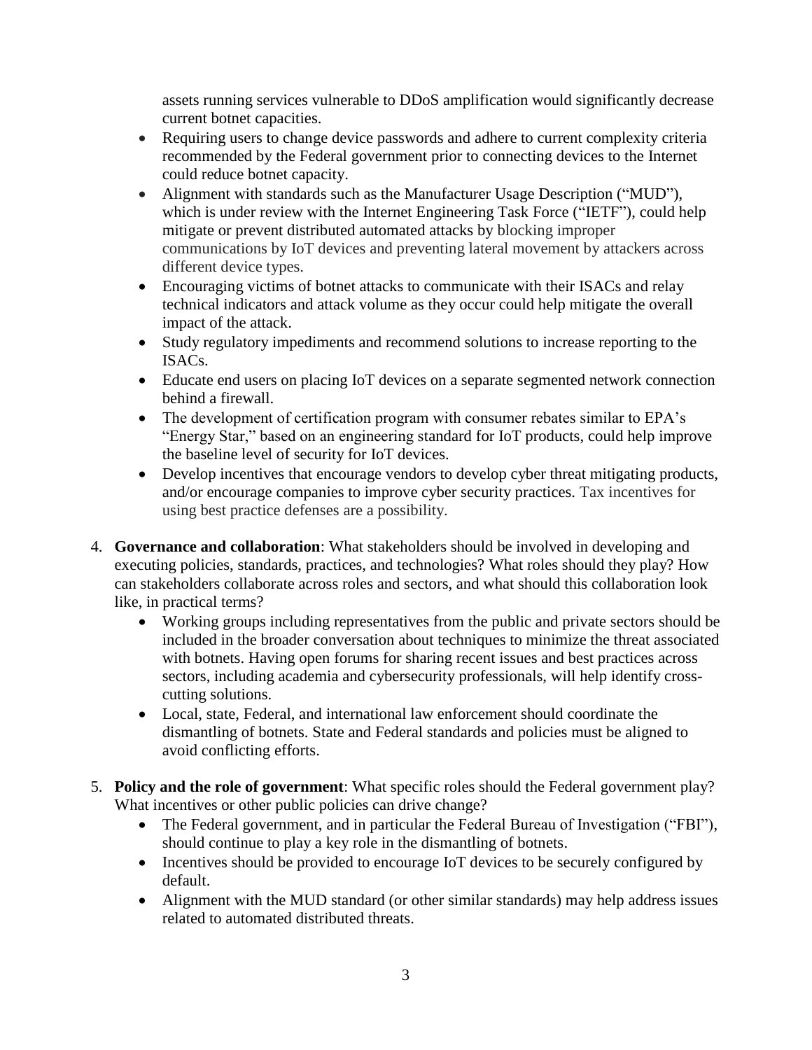assets running services vulnerable to DDoS amplification would significantly decrease current botnet capacities.

- Requiring users to change device passwords and adhere to current complexity criteria recommended by the Federal government prior to connecting devices to the Internet could reduce botnet capacity.
- Alignment with standards such as the Manufacturer Usage Description ("MUD"), which is under review with the Internet Engineering Task Force ("IETF"), could help mitigate or prevent distributed automated attacks by blocking improper communications by IoT devices and preventing lateral movement by attackers across different device types.
- Encouraging victims of botnet attacks to communicate with their ISACs and relay technical indicators and attack volume as they occur could help mitigate the overall impact of the attack.
- Study regulatory impediments and recommend solutions to increase reporting to the ISACs.
- Educate end users on placing IoT devices on a separate segmented network connection behind a firewall.
- The development of certification program with consumer rebates similar to EPA's "Energy Star," based on an engineering standard for IoT products, could help improve the baseline level of security for IoT devices.
- Develop incentives that encourage vendors to develop cyber threat mitigating products, and/or encourage companies to improve cyber security practices. Tax incentives for using best practice defenses are a possibility.

4. **Governance and collaboration**: What stakeholders should be involved in developing and executing policies, standards, practices, and technologies? What roles should they play? How can stakeholders collaborate across roles and sectors, and what should this collaboration look like, in practical terms?
    - Working groups including representatives from the public and private sectors should be included in the broader conversation about techniques to minimize the threat associated with botnets. Having open forums for sharing recent issues and best practices across sectors, including academia and cybersecurity professionals, will help identify cross-cutting solutions.
    - Local, state, Federal, and international law enforcement should coordinate the dismantling of botnets. State and Federal standards and policies must be aligned to avoid conflicting efforts.

5. **Policy and the role of government**: What specific roles should the Federal government play? What incentives or other public policies can drive change?
    - The Federal government, and in particular the Federal Bureau of Investigation ("FBI"), should continue to play a key role in the dismantling of botnets.
    - Incentives should be provided to encourage IoT devices to be securely configured by default.
    - Alignment with the MUD standard (or other similar standards) may help address issues related to automated distributed threats.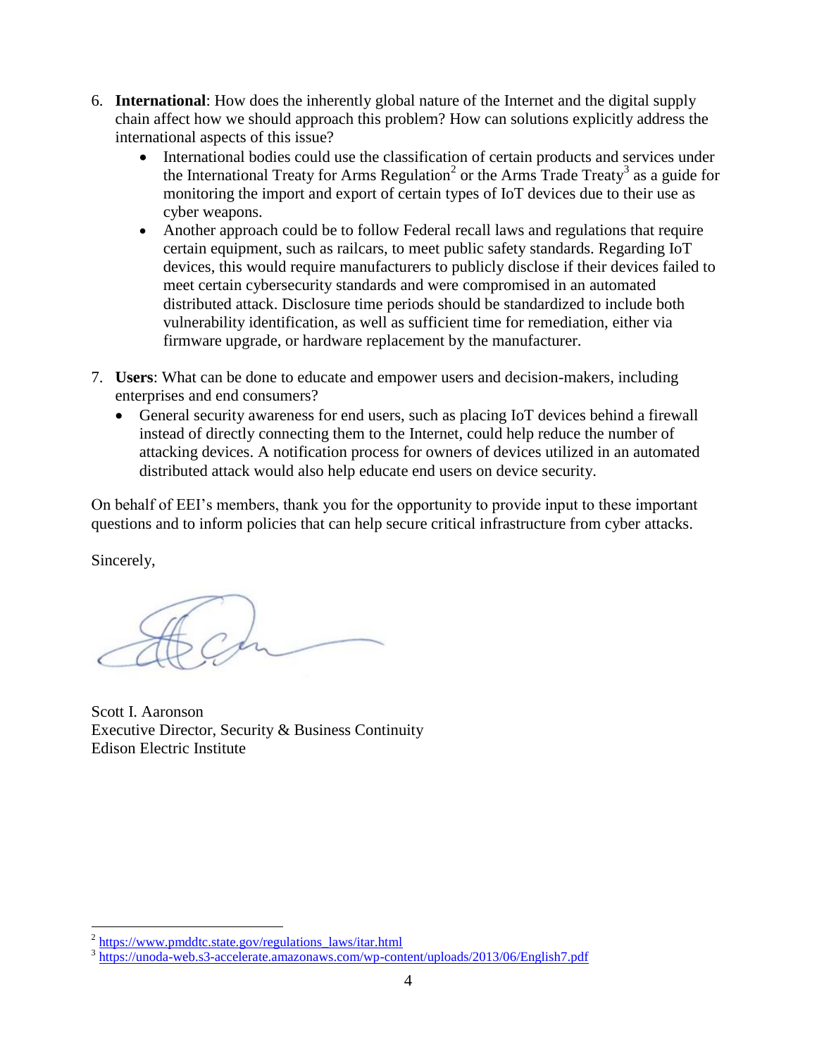6. **International**: How does the inherently global nature of the Internet and the digital supply chain affect how we should approach this problem? How can solutions explicitly address the international aspects of this issue?
   - International bodies could use the classification of certain products and services under the International Treaty for Arms Regulation[2] or the Arms Trade Treaty[3] as a guide for monitoring the import and export of certain types of IoT devices due to their use as cyber weapons.
   - Another approach could be to follow Federal recall laws and regulations that require certain equipment, such as railcars, to meet public safety standards. Regarding IoT devices, this would require manufacturers to publicly disclose if their devices failed to meet certain cybersecurity standards and were compromised in an automated distributed attack. Disclosure time periods should be standardized to include both vulnerability identification, as well as sufficient time for remediation, either via firmware upgrade, or hardware replacement by the manufacturer.

7. **Users**: What can be done to educate and empower users and decision-makers, including enterprises and end consumers?
   - General security awareness for end users, such as placing IoT devices behind a firewall instead of directly connecting them to the Internet, could help reduce the number of attacking devices. A notification process for owners of devices utilized in an automated distributed attack would also help educate end users on device security.

On behalf of EEI's members, thank you for the opportunity to provide input to these important questions and to inform policies that can help secure critical infrastructure from cyber attacks.

Sincerely,

Scott I. Aaronson
Executive Director, Security & Business Continuity
Edison Electric Institute

---

[2] https://www.pmddtc.state.gov/regulations_laws/itar.html

[3] https://unoda-web.s3-accelerate.amazonaws.com/wp-content/uploads/2013/06/English7.pdf